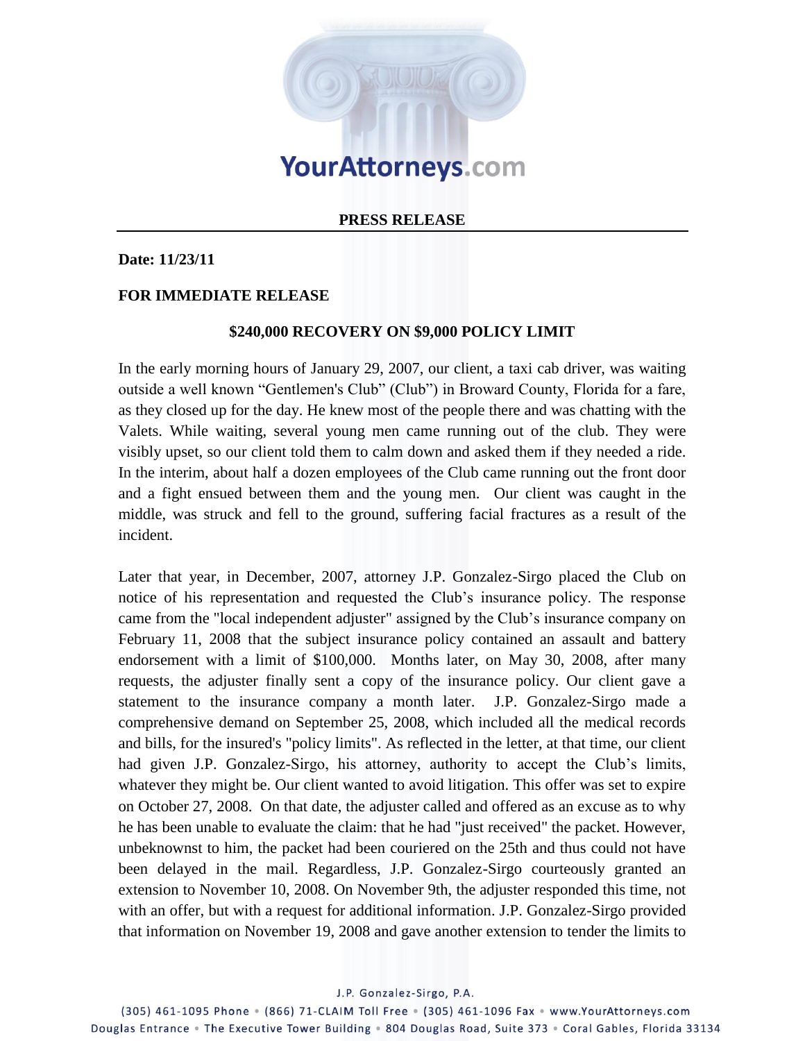YourAttorneys.com

**PRESS RELEASE**

**Date: 11/23/11**

**FOR IMMEDIATE RELEASE**

**$240,000 RECOVERY ON $9,000 POLICY LIMIT**

In the early morning hours of January 29, 2007, our client, a taxi cab driver, was waiting outside a well known "Gentlemen's Club" (Club") in Broward County, Florida for a fare, as they closed up for the day. He knew most of the people there and was chatting with the Valets. While waiting, several young men came running out of the club. They were visibly upset, so our client told them to calm down and asked them if they needed a ride. In the interim, about half a dozen employees of the Club came running out the front door and a fight ensued between them and the young men. Our client was caught in the middle, was struck and fell to the ground, suffering facial fractures as a result of the incident.

Later that year, in December, 2007, attorney J.P. Gonzalez-Sirgo placed the Club on notice of his representation and requested the Club's insurance policy. The response came from the "local independent adjuster" assigned by the Club's insurance company on February 11, 2008 that the subject insurance policy contained an assault and battery endorsement with a limit of $100,000. Months later, on May 30, 2008, after many requests, the adjuster finally sent a copy of the insurance policy. Our client gave a statement to the insurance company a month later. J.P. Gonzalez-Sirgo made a comprehensive demand on September 25, 2008, which included all the medical records and bills, for the insured's "policy limits". As reflected in the letter, at that time, our client had given J.P. Gonzalez-Sirgo, his attorney, authority to accept the Club's limits, whatever they might be. Our client wanted to avoid litigation. This offer was set to expire on October 27, 2008. On that date, the adjuster called and offered as an excuse as to why he has been unable to evaluate the claim: that he had "just received" the packet. However, unbeknownst to him, the packet had been couriered on the 25th and thus could not have been delayed in the mail. Regardless, J.P. Gonzalez-Sirgo courteously granted an extension to November 10, 2008. On November 9th, the adjuster responded this time, not with an offer, but with a request for additional information. J.P. Gonzalez-Sirgo provided that information on November 19, 2008 and gave another extension to tender the limits to

J.P. Gonzalez-Sirgo, P.A.

(305) 461-1095 Phone • (866) 71-CLAIM Toll Free • (305) 461-1096 Fax • www.YourAttorneys.com
Douglas Entrance • The Executive Tower Building • 804 Douglas Road, Suite 373 • Coral Gables, Florida 33134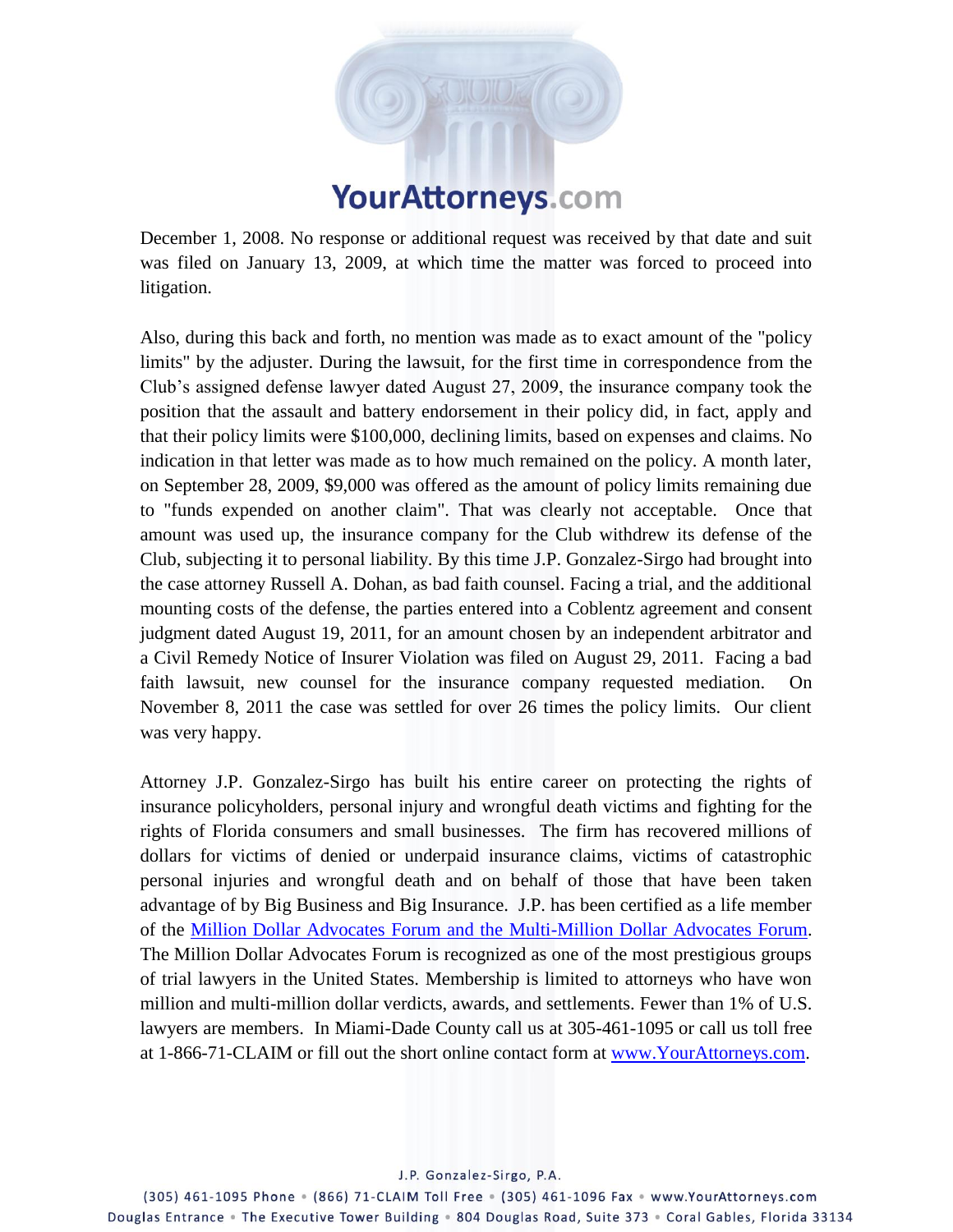December 1, 2008. No response or additional request was received by that date and suit was filed on January 13, 2009, at which time the matter was forced to proceed into litigation.

Also, during this back and forth, no mention was made as to exact amount of the "policy limits" by the adjuster. During the lawsuit, for the first time in correspondence from the Club's assigned defense lawyer dated August 27, 2009, the insurance company took the position that the assault and battery endorsement in their policy did, in fact, apply and that their policy limits were $100,000, declining limits, based on expenses and claims. No indication in that letter was made as to how much remained on the policy. A month later, on September 28, 2009, $9,000 was offered as the amount of policy limits remaining due to "funds expended on another claim". That was clearly not acceptable. Once that amount was used up, the insurance company for the Club withdrew its defense of the Club, subjecting it to personal liability. By this time J.P. Gonzalez-Sirgo had brought into the case attorney Russell A. Dohan, as bad faith counsel. Facing a trial, and the additional mounting costs of the defense, the parties entered into a Coblentz agreement and consent judgment dated August 19, 2011, for an amount chosen by an independent arbitrator and a Civil Remedy Notice of Insurer Violation was filed on August 29, 2011. Facing a bad faith lawsuit, new counsel for the insurance company requested mediation. On November 8, 2011 the case was settled for over 26 times the policy limits. Our client was very happy.

Attorney J.P. Gonzalez-Sirgo has built his entire career on protecting the rights of insurance policyholders, personal injury and wrongful death victims and fighting for the rights of Florida consumers and small businesses. The firm has recovered millions of dollars for victims of denied or underpaid insurance claims, victims of catastrophic personal injuries and wrongful death and on behalf of those that have been taken advantage of by Big Business and Big Insurance. J.P. has been certified as a life member of the [Million Dollar Advocates Forum and the Multi-Million Dollar Advocates Forum](). The Million Dollar Advocates Forum is recognized as one of the most prestigious groups of trial lawyers in the United States. Membership is limited to attorneys who have won million and multi-million dollar verdicts, awards, and settlements. Fewer than 1% of U.S. lawyers are members. In Miami-Dade County call us at 305-461-1095 or call us toll free at 1-866-71-CLAIM or fill out the short online contact form at [www.YourAttorneys.com]().